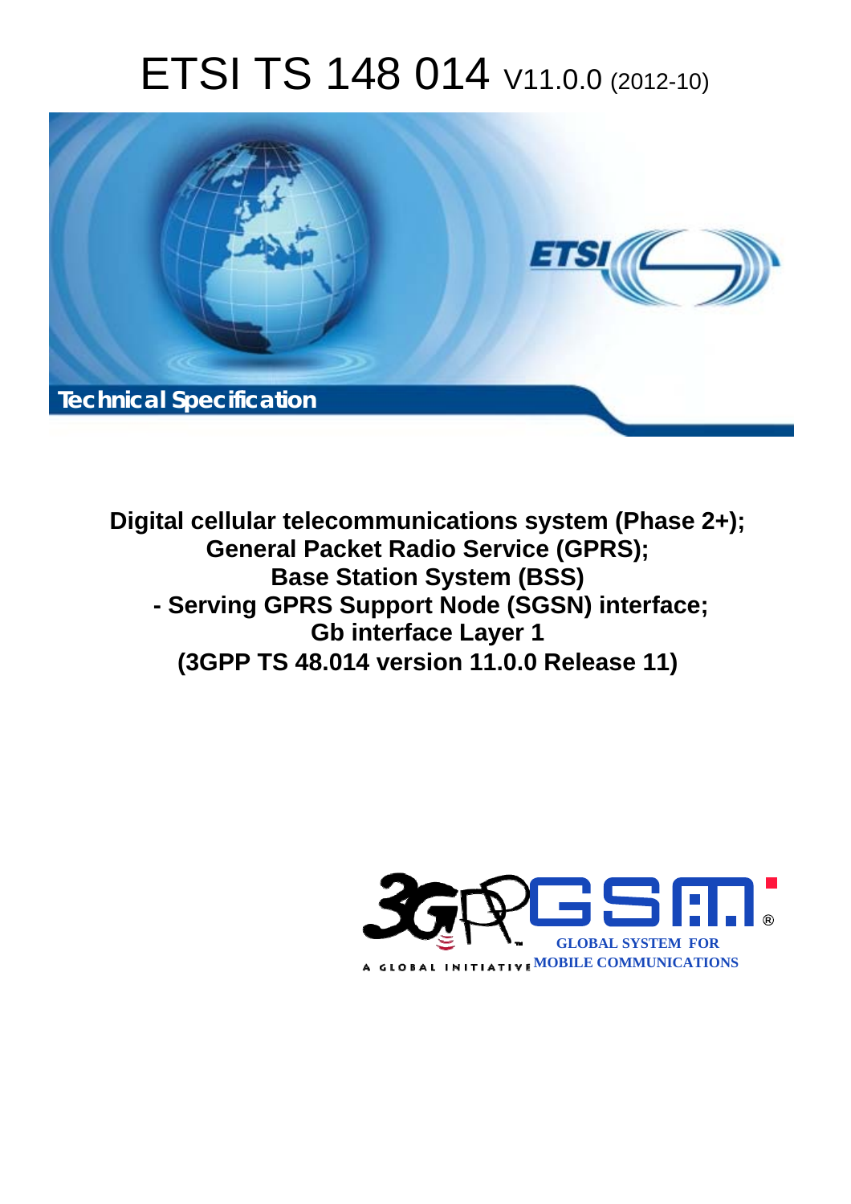# ETSI TS 148 014 V11.0.0 (2012-10)

Technical Specification

**Digital cellular telecommunications system (Phase 2+);**
**General Packet Radio Service (GPRS);**
**Base Station System (BSS)**
**- Serving GPRS Support Node (SGSN) interface;**
**Gb interface Layer 1**
**(3GPP TS 48.014 version 11.0.0 Release 11)**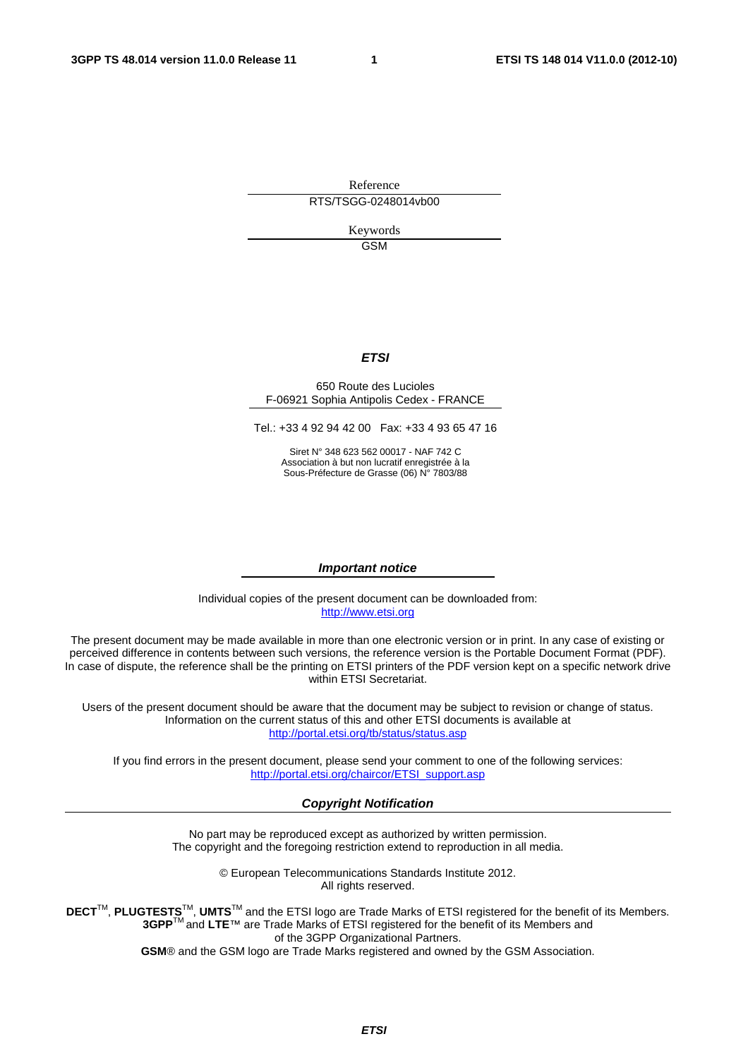Reference

RTS/TSGG-0248014vb00

Keywords

GSM

***ETSI***

650 Route des Lucioles
F-06921 Sophia Antipolis Cedex - FRANCE

Tel.: +33 4 92 94 42 00 Fax: +33 4 93 65 47 16

Siret N° 348 623 562 00017 - NAF 742 C
Association à but non lucratif enregistrée à la
Sous-Préfecture de Grasse (06) N° 7803/88

***Important notice***

Individual copies of the present document can be downloaded from:
http://www.etsi.org

The present document may be made available in more than one electronic version or in print. In any case of existing or perceived difference in contents between such versions, the reference version is the Portable Document Format (PDF). In case of dispute, the reference shall be the printing on ETSI printers of the PDF version kept on a specific network drive within ETSI Secretariat.

Users of the present document should be aware that the document may be subject to revision or change of status. Information on the current status of this and other ETSI documents is available at
http://portal.etsi.org/tb/status/status.asp

If you find errors in the present document, please send your comment to one of the following services:
http://portal.etsi.org/chaircor/ETSI_support.asp

***Copyright Notification***

No part may be reproduced except as authorized by written permission.
The copyright and the foregoing restriction extend to reproduction in all media.

© European Telecommunications Standards Institute 2012.
All rights reserved.

**DECT**™, **PLUGTESTS**™, **UMTS**™ and the ETSI logo are Trade Marks of ETSI registered for the benefit of its Members.
**3GPP**™ and **LTE**™ are Trade Marks of ETSI registered for the benefit of its Members and of the 3GPP Organizational Partners.
**GSM**® and the GSM logo are Trade Marks registered and owned by the GSM Association.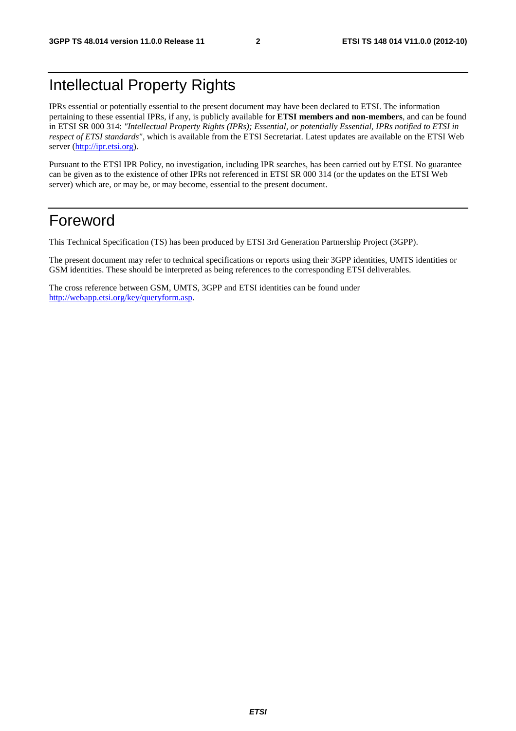# Intellectual Property Rights

IPRs essential or potentially essential to the present document may have been declared to ETSI. The information pertaining to these essential IPRs, if any, is publicly available for **ETSI members and non-members**, and can be found in ETSI SR 000 314: *"Intellectual Property Rights (IPRs); Essential, or potentially Essential, IPRs notified to ETSI in respect of ETSI standards"*, which is available from the ETSI Secretariat. Latest updates are available on the ETSI Web server (http://ipr.etsi.org).

Pursuant to the ETSI IPR Policy, no investigation, including IPR searches, has been carried out by ETSI. No guarantee can be given as to the existence of other IPRs not referenced in ETSI SR 000 314 (or the updates on the ETSI Web server) which are, or may be, or may become, essential to the present document.

# Foreword

This Technical Specification (TS) has been produced by ETSI 3rd Generation Partnership Project (3GPP).

The present document may refer to technical specifications or reports using their 3GPP identities, UMTS identities or GSM identities. These should be interpreted as being references to the corresponding ETSI deliverables.

The cross reference between GSM, UMTS, 3GPP and ETSI identities can be found under http://webapp.etsi.org/key/queryform.asp.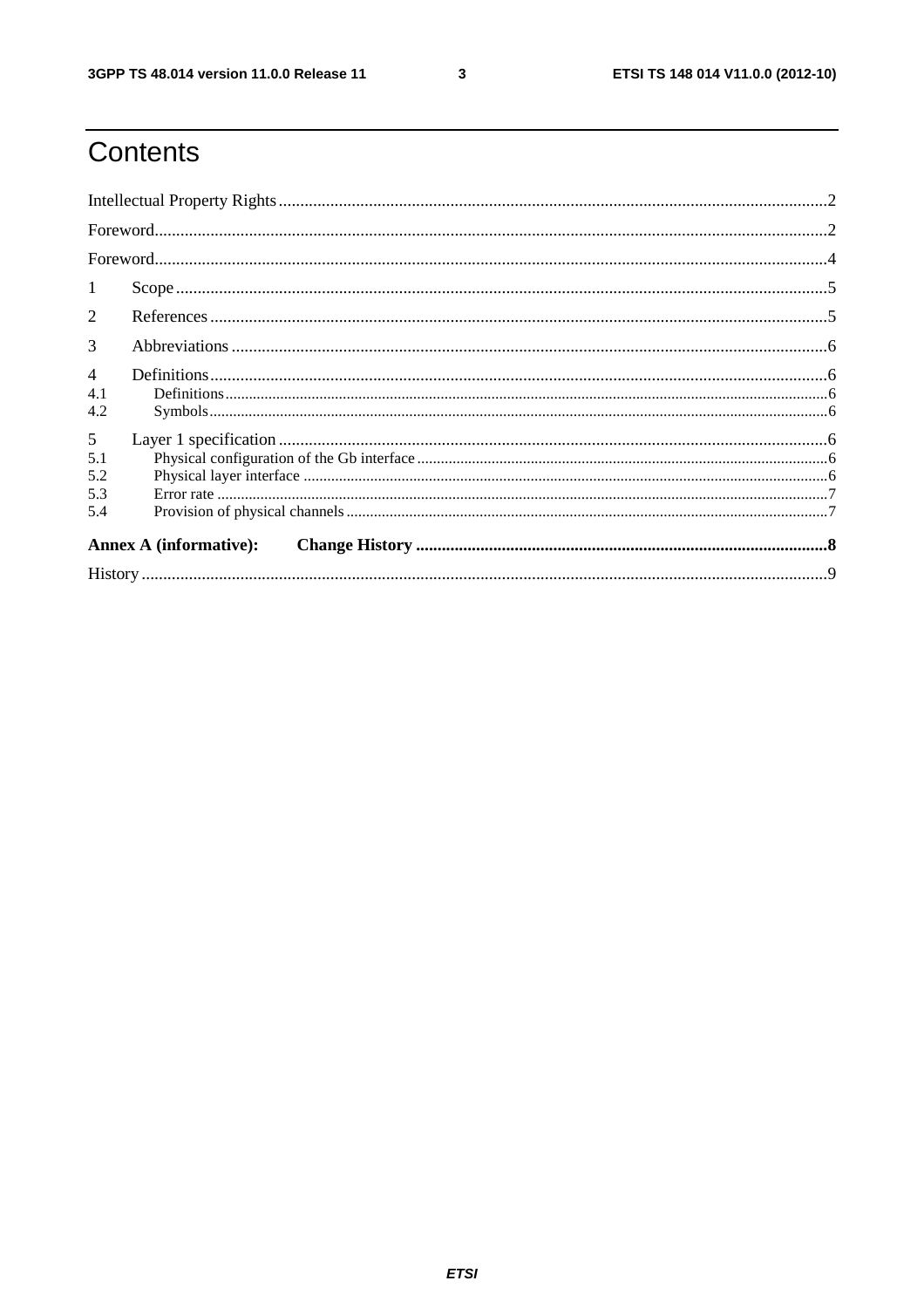# Contents

Intellectual Property Rights ........................................................................................................................... 2

Foreword ........................................................................................................................................................ 2

Foreword ........................................................................................................................................................ 4

1 Scope ......................................................................................................................................................... 5

2 References ................................................................................................................................................ 5

3 Abbreviations ........................................................................................................................................... 6

4 Definitions ................................................................................................................................................ 6
- 4.1 Definitions ......................................................................................................................................... 6
- 4.2 Symbols ............................................................................................................................................. 6

5 Layer 1 specification ................................................................................................................................ 6
- 5.1 Physical configuration of the Gb interface ........................................................................................ 6
- 5.2 Physical layer interface ..................................................................................................................... 6
- 5.3 Error rate ........................................................................................................................................... 7
- 5.4 Provision of physical channels ........................................................................................................... 7

**Annex A (informative): Change History** ........................................................................................... **8**

History ........................................................................................................................................................... 9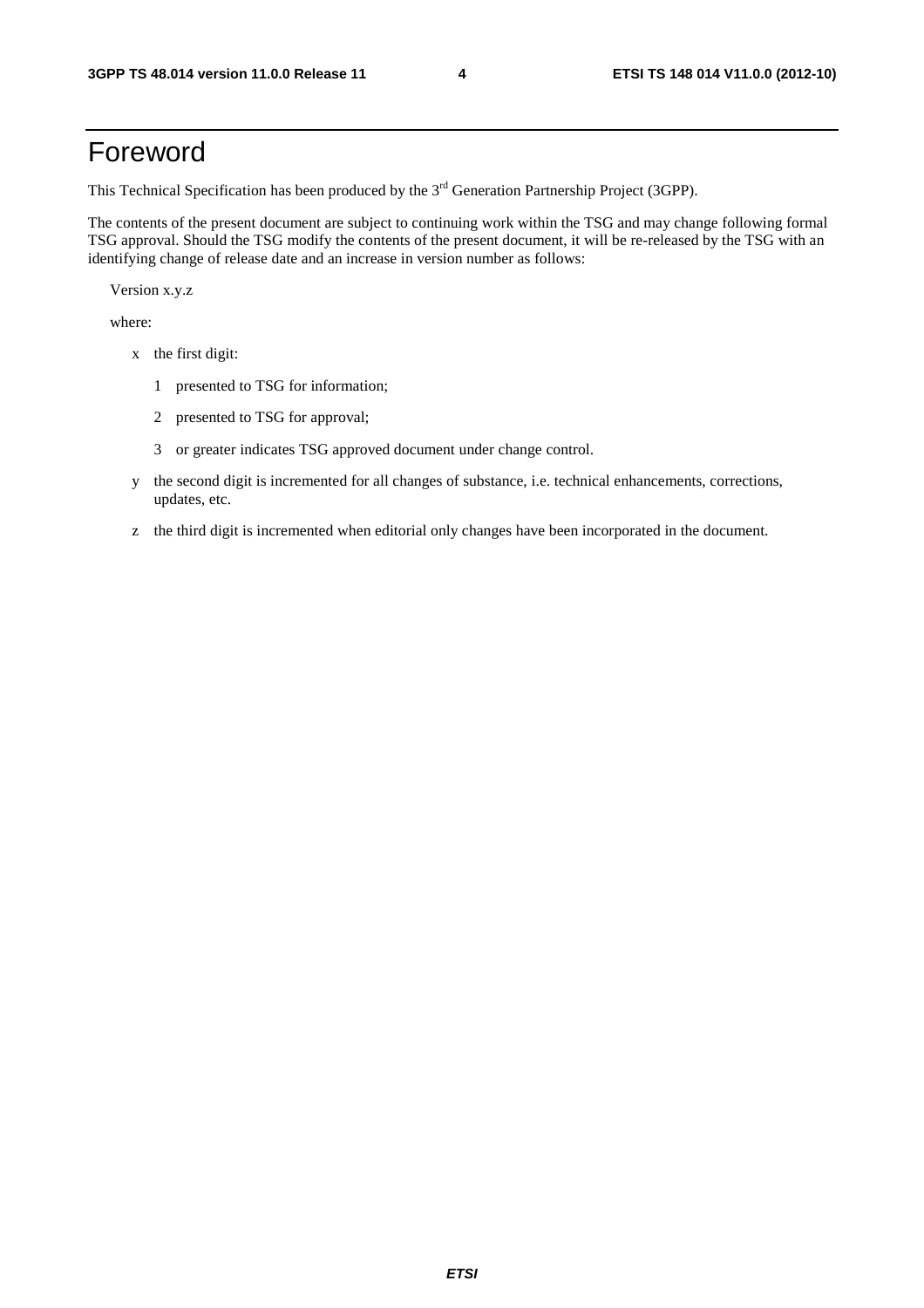# Foreword

This Technical Specification has been produced by the 3rd Generation Partnership Project (3GPP).

The contents of the present document are subject to continuing work within the TSG and may change following formal TSG approval. Should the TSG modify the contents of the present document, it will be re-released by the TSG with an identifying change of release date and an increase in version number as follows:

Version x.y.z

where:

- x the first digit:
  - 1 presented to TSG for information;
  - 2 presented to TSG for approval;
  - 3 or greater indicates TSG approved document under change control.
- y the second digit is incremented for all changes of substance, i.e. technical enhancements, corrections, updates, etc.
- z the third digit is incremented when editorial only changes have been incorporated in the document.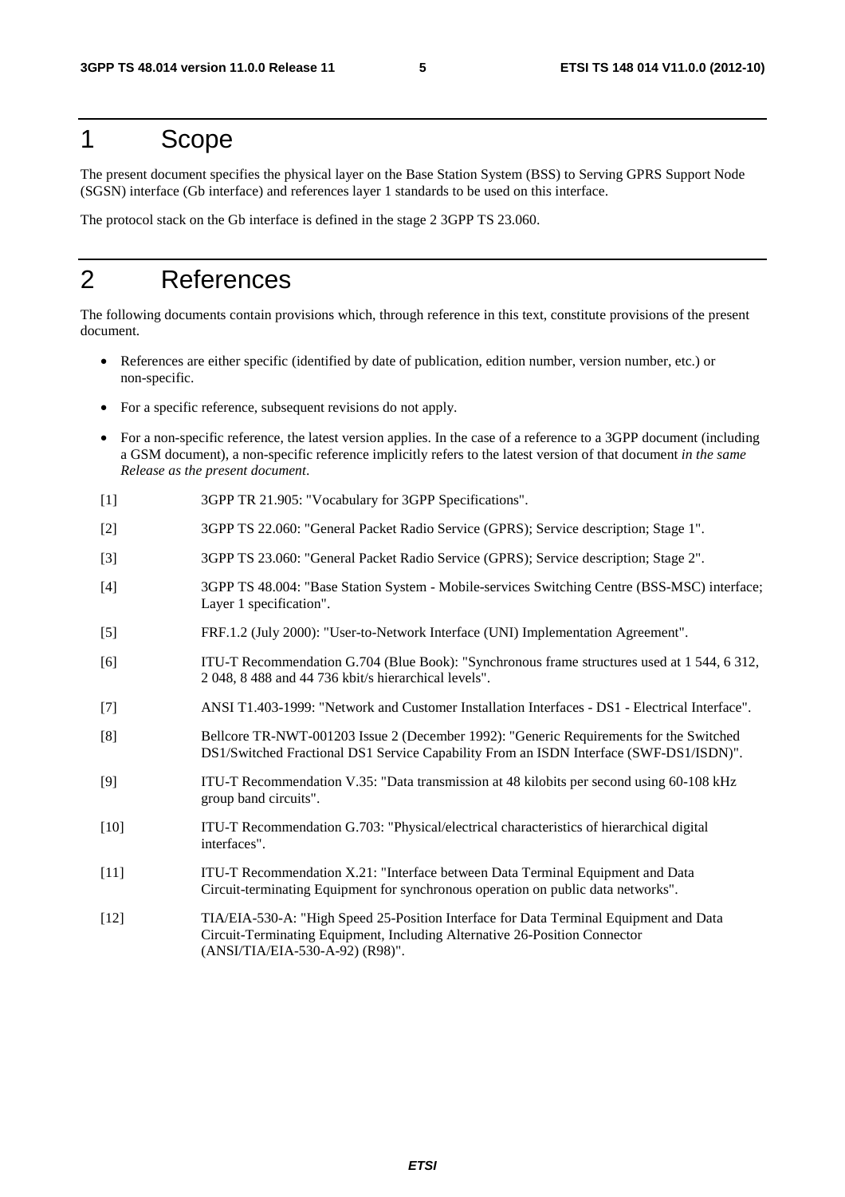# 1 Scope

The present document specifies the physical layer on the Base Station System (BSS) to Serving GPRS Support Node (SGSN) interface (Gb interface) and references layer 1 standards to be used on this interface.

The protocol stack on the Gb interface is defined in the stage 2 3GPP TS 23.060.

# 2 References

The following documents contain provisions which, through reference in this text, constitute provisions of the present document.

- References are either specific (identified by date of publication, edition number, version number, etc.) or non-specific.
- For a specific reference, subsequent revisions do not apply.
- For a non-specific reference, the latest version applies. In the case of a reference to a 3GPP document (including a GSM document), a non-specific reference implicitly refers to the latest version of that document *in the same Release as the present document*.

[1] 3GPP TR 21.905: "Vocabulary for 3GPP Specifications".

[2] 3GPP TS 22.060: "General Packet Radio Service (GPRS); Service description; Stage 1".

[3] 3GPP TS 23.060: "General Packet Radio Service (GPRS); Service description; Stage 2".

[4] 3GPP TS 48.004: "Base Station System - Mobile-services Switching Centre (BSS-MSC) interface; Layer 1 specification".

[5] FRF.1.2 (July 2000): "User-to-Network Interface (UNI) Implementation Agreement".

[6] ITU-T Recommendation G.704 (Blue Book): "Synchronous frame structures used at 1 544, 6 312, 2 048, 8 488 and 44 736 kbit/s hierarchical levels".

[7] ANSI T1.403-1999: "Network and Customer Installation Interfaces - DS1 - Electrical Interface".

[8] Bellcore TR-NWT-001203 Issue 2 (December 1992): "Generic Requirements for the Switched DS1/Switched Fractional DS1 Service Capability From an ISDN Interface (SWF-DS1/ISDN)".

[9] ITU-T Recommendation V.35: "Data transmission at 48 kilobits per second using 60-108 kHz group band circuits".

[10] ITU-T Recommendation G.703: "Physical/electrical characteristics of hierarchical digital interfaces".

[11] ITU-T Recommendation X.21: "Interface between Data Terminal Equipment and Data Circuit-terminating Equipment for synchronous operation on public data networks".

[12] TIA/EIA-530-A: "High Speed 25-Position Interface for Data Terminal Equipment and Data Circuit-Terminating Equipment, Including Alternative 26-Position Connector (ANSI/TIA/EIA-530-A-92) (R98)".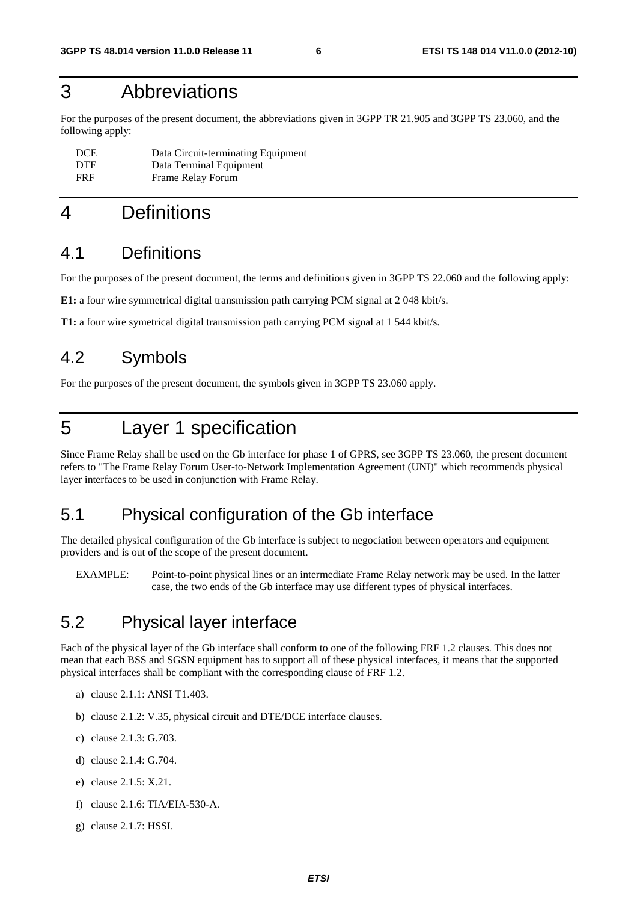# 3 Abbreviations

For the purposes of the present document, the abbreviations given in 3GPP TR 21.905 and 3GPP TS 23.060, and the following apply:

| | |
|---|---|
| DCE | Data Circuit-terminating Equipment |
| DTE | Data Terminal Equipment |
| FRF | Frame Relay Forum |

# 4 Definitions

## 4.1 Definitions

For the purposes of the present document, the terms and definitions given in 3GPP TS 22.060 and the following apply:

**E1:** a four wire symmetrical digital transmission path carrying PCM signal at 2 048 kbit/s.

**T1:** a four wire symetrical digital transmission path carrying PCM signal at 1 544 kbit/s.

## 4.2 Symbols

For the purposes of the present document, the symbols given in 3GPP TS 23.060 apply.

# 5 Layer 1 specification

Since Frame Relay shall be used on the Gb interface for phase 1 of GPRS, see 3GPP TS 23.060, the present document refers to "The Frame Relay Forum User-to-Network Implementation Agreement (UNI)" which recommends physical layer interfaces to be used in conjunction with Frame Relay.

## 5.1 Physical configuration of the Gb interface

The detailed physical configuration of the Gb interface is subject to negociation between operators and equipment providers and is out of the scope of the present document.

EXAMPLE: Point-to-point physical lines or an intermediate Frame Relay network may be used. In the latter case, the two ends of the Gb interface may use different types of physical interfaces.

## 5.2 Physical layer interface

Each of the physical layer of the Gb interface shall conform to one of the following FRF 1.2 clauses. This does not mean that each BSS and SGSN equipment has to support all of these physical interfaces, it means that the supported physical interfaces shall be compliant with the corresponding clause of FRF 1.2.

a) clause 2.1.1: ANSI T1.403.

b) clause 2.1.2: V.35, physical circuit and DTE/DCE interface clauses.

c) clause 2.1.3: G.703.

d) clause 2.1.4: G.704.

e) clause 2.1.5: X.21.

f) clause 2.1.6: TIA/EIA-530-A.

g) clause 2.1.7: HSSI.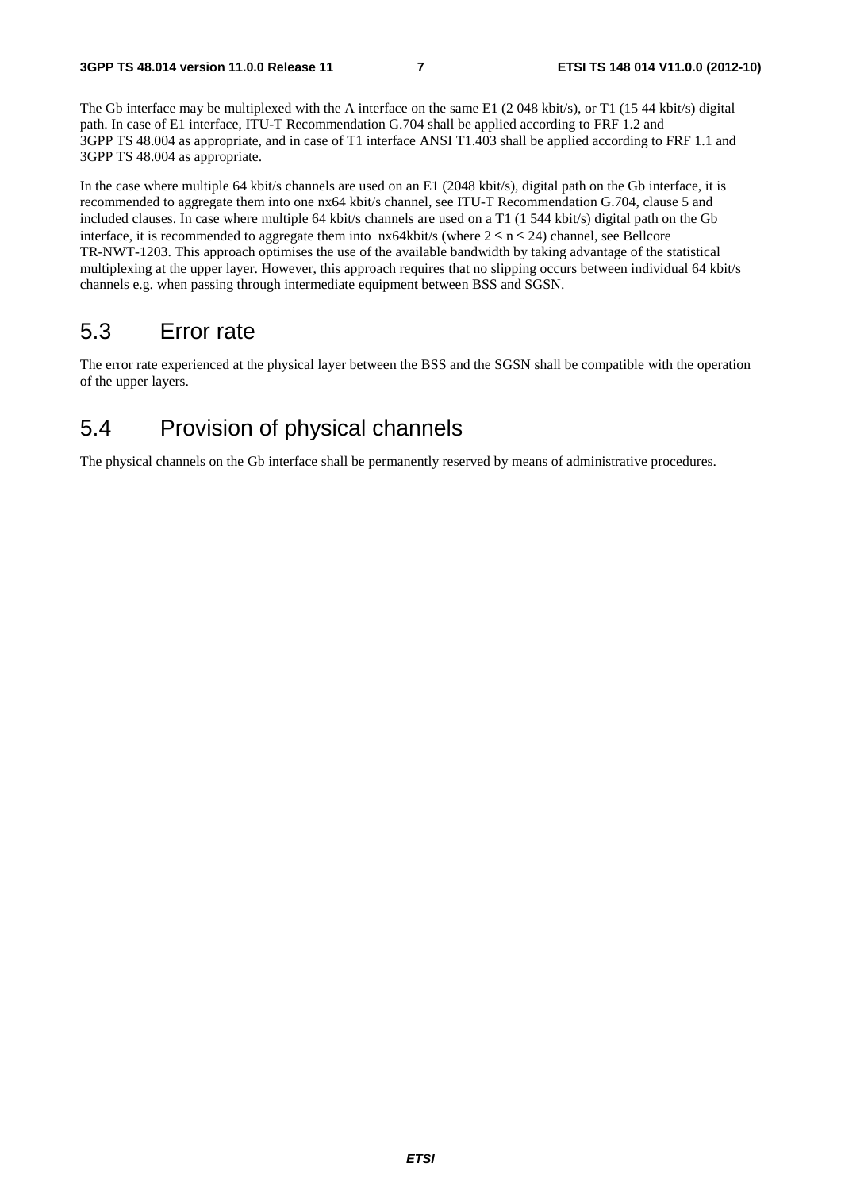The Gb interface may be multiplexed with the A interface on the same E1 (2 048 kbit/s), or T1 (15 44 kbit/s) digital path. In case of E1 interface, ITU-T Recommendation G.704 shall be applied according to FRF 1.2 and 3GPP TS 48.004 as appropriate, and in case of T1 interface ANSI T1.403 shall be applied according to FRF 1.1 and 3GPP TS 48.004 as appropriate.

In the case where multiple 64 kbit/s channels are used on an E1 (2048 kbit/s), digital path on the Gb interface, it is recommended to aggregate them into one nx64 kbit/s channel, see ITU-T Recommendation G.704, clause 5 and included clauses. In case where multiple 64 kbit/s channels are used on a T1 (1 544 kbit/s) digital path on the Gb interface, it is recommended to aggregate them into nx64kbit/s (where $2 \leq n \leq 24$) channel, see Bellcore TR-NWT-1203. This approach optimises the use of the available bandwidth by taking advantage of the statistical multiplexing at the upper layer. However, this approach requires that no slipping occurs between individual 64 kbit/s channels e.g. when passing through intermediate equipment between BSS and SGSN.

## 5.3 Error rate

The error rate experienced at the physical layer between the BSS and the SGSN shall be compatible with the operation of the upper layers.

## 5.4 Provision of physical channels

The physical channels on the Gb interface shall be permanently reserved by means of administrative procedures.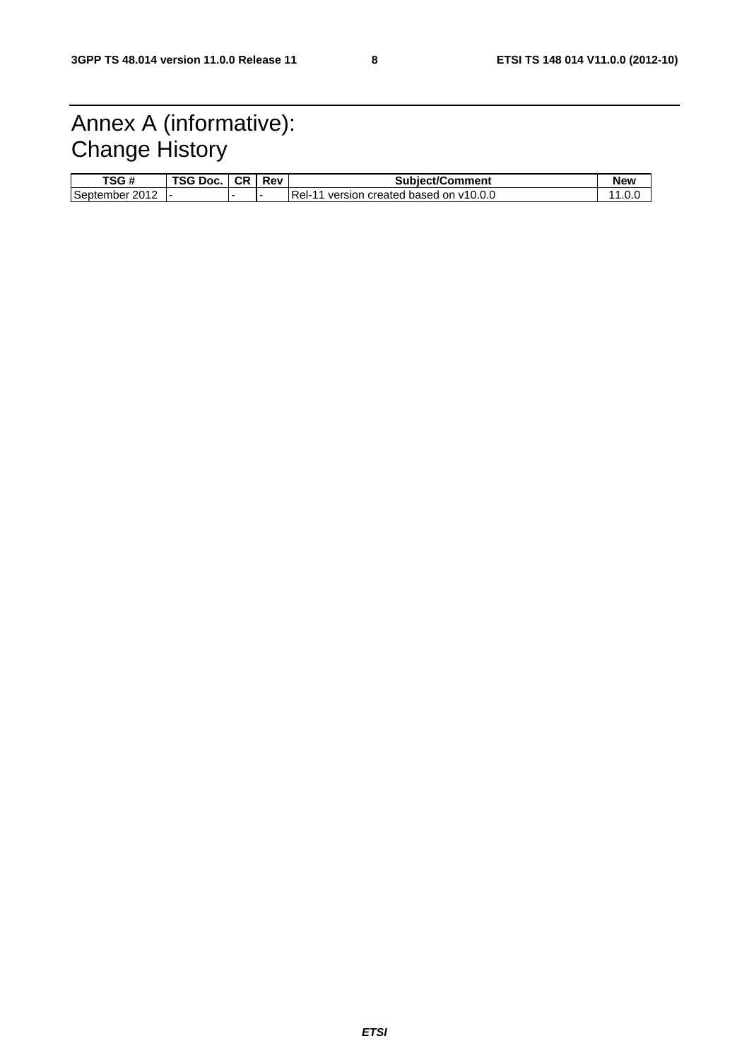# Annex A (informative): Change History

| TSG # | TSG Doc. | CR | Rev | Subject/Comment | New |
|---|---|---|---|---|---|
| September 2012 | - | - | - | Rel-11 version created based on v10.0.0 | 11.0.0 |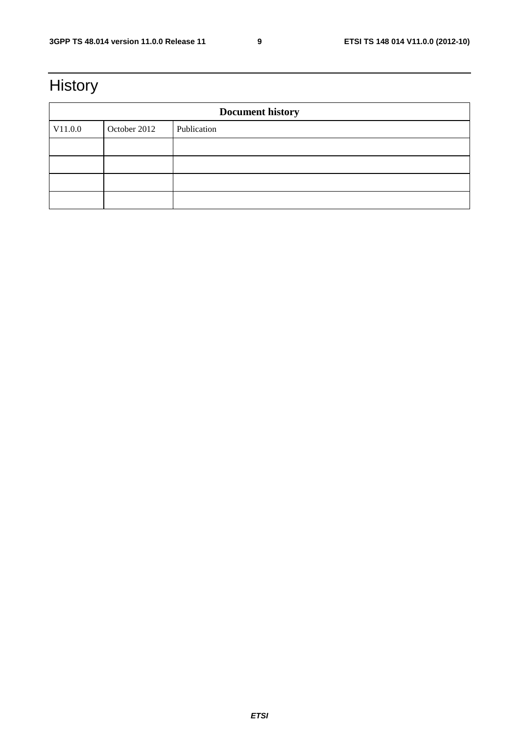# History

| Document history | | |
|---|---|---|
| V11.0.0 | October 2012 | Publication |
| | | |
| | | |
| | | |
| | | |